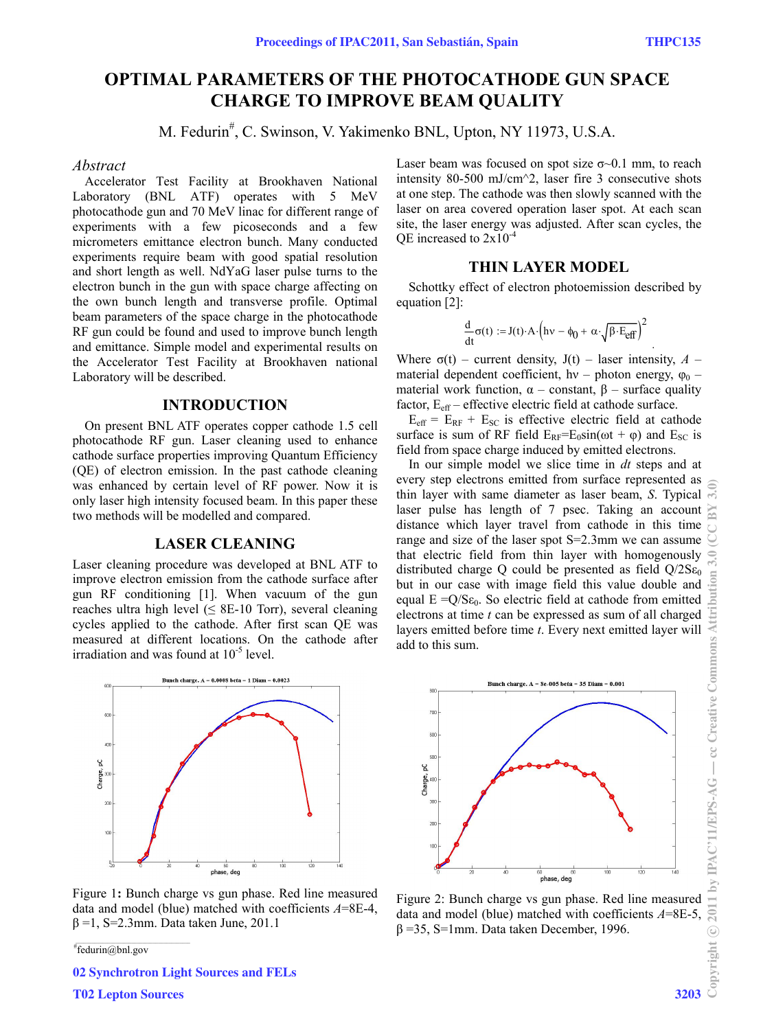# OPTIMAL PARAMETERS OF THE PHOTOCATHODE GUN SPACE CHARGE TO IMPROVE BEAM QUALITY

M. Fedurin#, C. Swinson, V. Yakimenko BNL, Upton, NY 11973, U.S.A.

## *Abstract*

Accelerator Test Facility at Brookhaven National Laboratory (BNL ATF) operates with 5 MeV photocathode gun and 70 MeV linac for different range of experiments with a few picoseconds and a few micrometers emittance electron bunch. Many conducted experiments require beam with good spatial resolution and short length as well. NdYaG laser pulse turns to the electron bunch in the gun with space charge affecting on the own bunch length and transverse profile. Optimal beam parameters of the space charge in the photocathode RF gun could be found and used to improve bunch length and emittance. Simple model and experimental results on the Accelerator Test Facility at Brookhaven national Laboratory will be described.

## INTRODUCTION

On present BNL ATF operates copper cathode 1.5 cell photocathode RF gun. Laser cleaning used to enhance cathode surface properties improving Quantum Efficiency (QE) of electron emission. In the past cathode cleaning was enhanced by certain level of RF power. Now it is only laser high intensity focused beam. In this paper these two methods will be modelled and compared.

## LASER CLEANING

Laser cleaning procedure was developed at BNL ATF to improve electron emission from the cathode surface after gun RF conditioning [1]. When vacuum of the gun reaches ultra high level (≤ 8E-10 Torr), several cleaning cycles applied to the cathode. After first scan QE was measured at different locations. On the cathode after irradiation and was found at $10^{-5}$ level.

Laser beam was focused on spot size σ~0.1 mm, to reach intensity 80-500 mJ/cm^2, laser fire 3 consecutive shots at one step. The cathode was then slowly scanned with the laser on area covered operation laser spot. At each scan site, the laser energy was adjusted. After scan cycles, the QE increased to $2x10^{-4}$

## THIN LAYER MODEL

Schottky effect of electron photoemission described by equation [2]:

$$\frac{d}{dt}\sigma(t) := J(t)\cdot A\cdot\left(h\nu - \phi_0 + \alpha\cdot\sqrt{\beta\cdot E_{eff}}\right)^2$$

Where σ(t) – current density, J(t) – laser intensity, *A* – material dependent coefficient, hν – photon energy, $\varphi_0$ – material work function, α – constant, β – surface quality factor, $E_{eff}$ – effective electric field at cathode surface.

$E_{eff} = E_{RF} + E_{SC}$ is effective electric field at cathode surface is sum of RF field $E_{RF}=E_0\sin(\omega t + \varphi)$ and $E_{SC}$ is field from space charge induced by emitted electrons.

In our simple model we slice time in *dt* steps and at every step electrons emitted from surface represented as thin layer with same diameter as laser beam, *S*. Typical laser pulse has length of 7 psec. Taking an account distance which layer travel from cathode in this time range and size of the laser spot S=2.3mm we can assume that electric field from thin layer with homogenously distributed charge Q could be presented as field $Q/2S\varepsilon_0$ but in our case with image field this value double and equal $E = Q/S\varepsilon_0$. So electric field at cathode from emitted electrons at time *t* can be expressed as sum of all charged layers emitted before time *t*. Every next emitted layer will add to this sum.

Figure 1: Bunch charge vs gun phase. Red line measured data and model (blue) matched with coefficients *A*=8E-4, β =1, S=2.3mm. Data taken June, 201.1

Figure 2: Bunch charge vs gun phase. Red line measured data and model (blue) matched with coefficients *A*=8E-5, β =35, S=1mm. Data taken December, 1996.

#fedurin@bnl.gov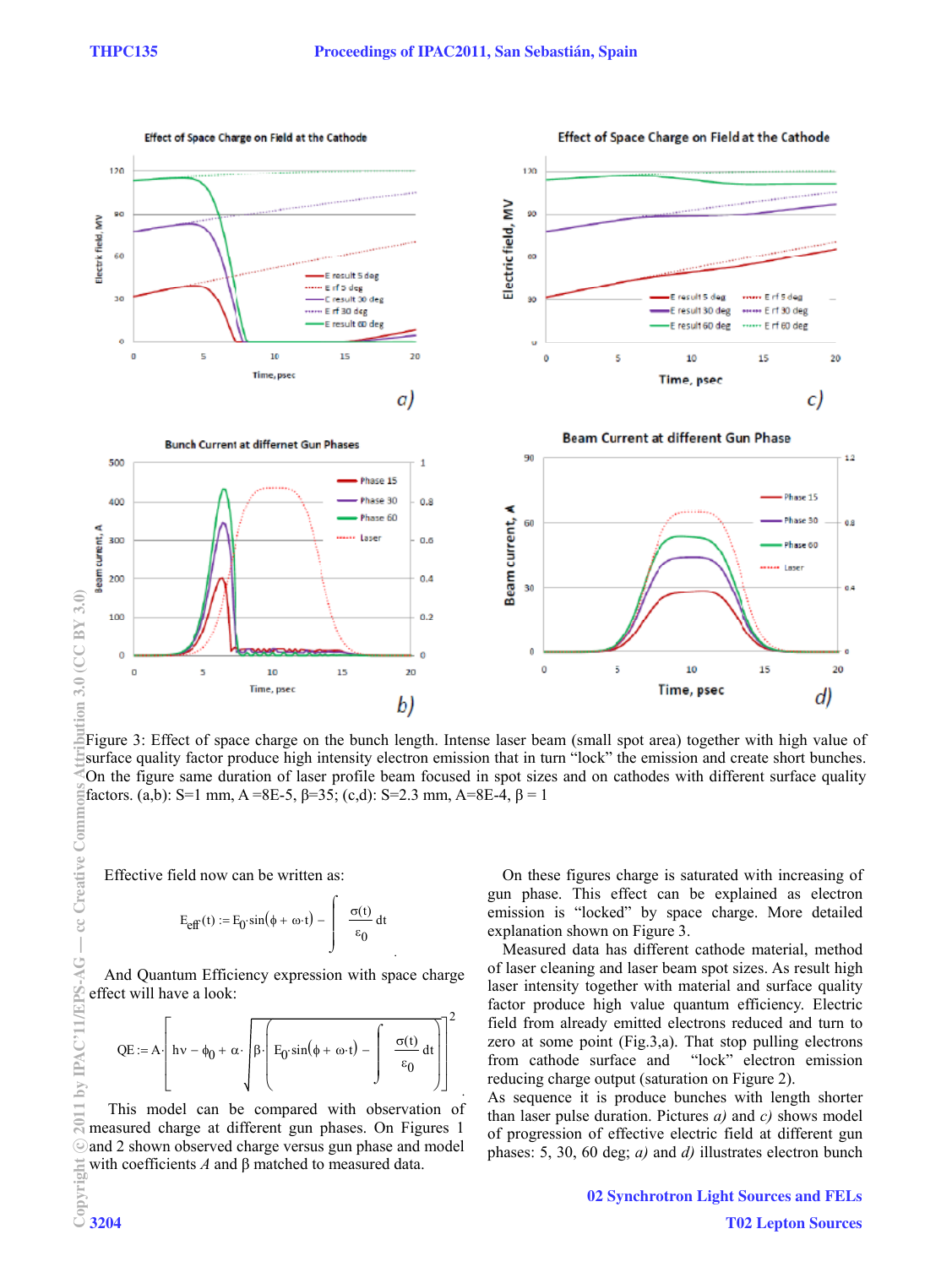Figure 3: Effect of space charge on the bunch length. Intense laser beam (small spot area) together with high value of surface quality factor produce high intensity electron emission that in turn "lock" the emission and create short bunches. On the figure same duration of laser profile beam focused in spot sizes and on cathodes with different surface quality factors. (a,b): S=1 mm, A =8E-5, β=35; (c,d): S=2.3 mm, A=8E-4, β = 1

Effective field now can be written as:

$$E_{eff}(t) := E_0 \cdot \sin(\phi + \omega \cdot t) - \int \frac{\sigma(t)}{\varepsilon_0} dt$$

And Quantum Efficiency expression with space charge effect will have a look:

$$QE := A \cdot \left[ h\nu - \phi_0 + \alpha \cdot \sqrt{\beta \cdot \left( E_0 \cdot \sin(\phi + \omega \cdot t) - \int \frac{\sigma(t)}{\varepsilon_0} dt \right)} \right]^2$$

This model can be compared with observation of measured charge at different gun phases. On Figures 1 and 2 shown observed charge versus gun phase and model with coefficients *A* and β matched to measured data.

On these figures charge is saturated with increasing of gun phase. This effect can be explained as electron emission is "locked" by space charge. More detailed explanation shown on Figure 3.

Measured data has different cathode material, method of laser cleaning and laser beam spot sizes. As result high laser intensity together with material and surface quality factor produce high value quantum efficiency. Electric field from already emitted electrons reduced and turn to zero at some point (Fig.3,a). That stop pulling electrons from cathode surface and "lock" electron emission reducing charge output (saturation on Figure 2).

As sequence it is produce bunches with length shorter than laser pulse duration. Pictures *a)* and *c)* shows model of progression of effective electric field at different gun phases: 5, 30, 60 deg; *a)* and *d)* illustrates electron bunch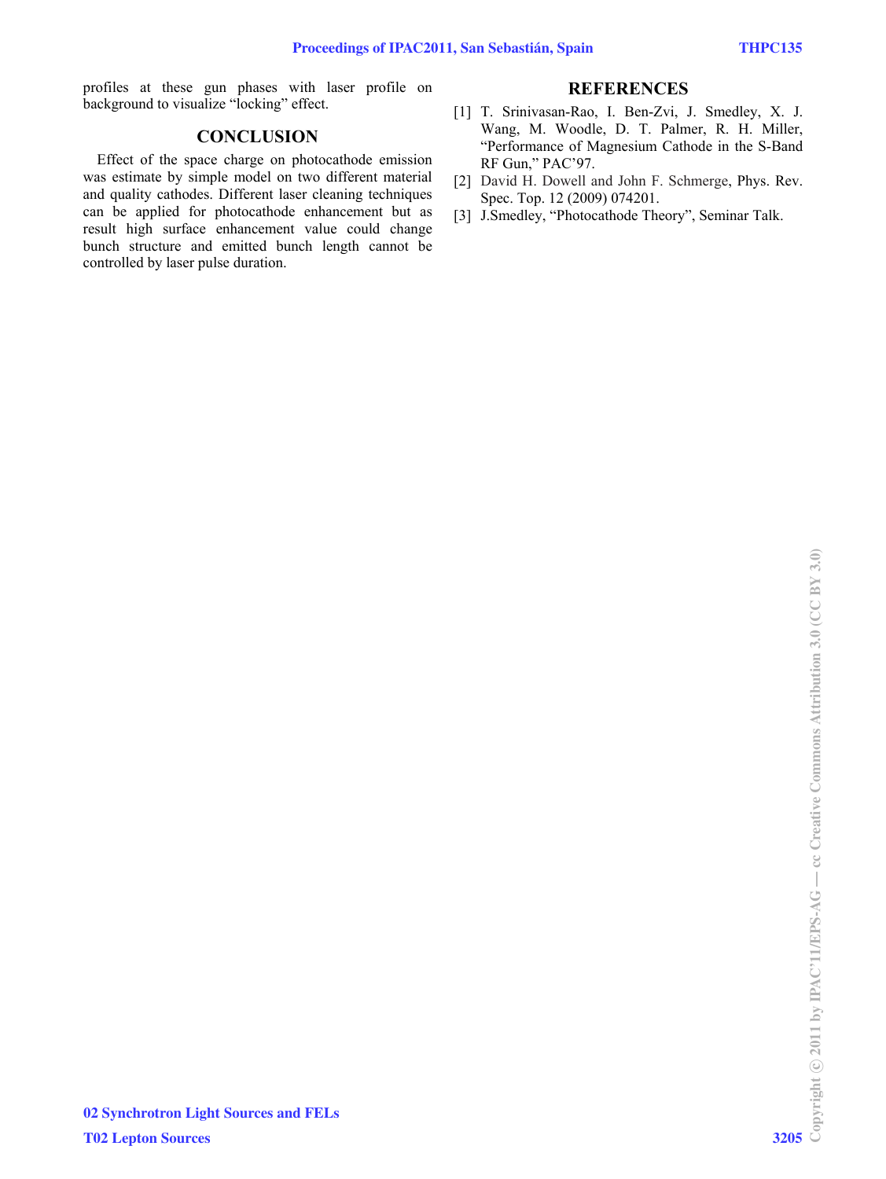profiles at these gun phases with laser profile on background to visualize “locking” effect.

## CONCLUSION

Effect of the space charge on photocathode emission was estimate by simple model on two different material and quality cathodes. Different laser cleaning techniques can be applied for photocathode enhancement but as result high surface enhancement value could change bunch structure and emitted bunch length cannot be controlled by laser pulse duration.

## REFERENCES

[1] T. Srinivasan-Rao, I. Ben-Zvi, J. Smedley, X. J. Wang, M. Woodle, D. T. Palmer, R. H. Miller, “Performance of Magnesium Cathode in the S-Band RF Gun,” PAC’97.

[2] David H. Dowell and John F. Schmerge, Phys. Rev. Spec. Top. 12 (2009) 074201.

[3] J.Smedley, “Photocathode Theory”, Seminar Talk.